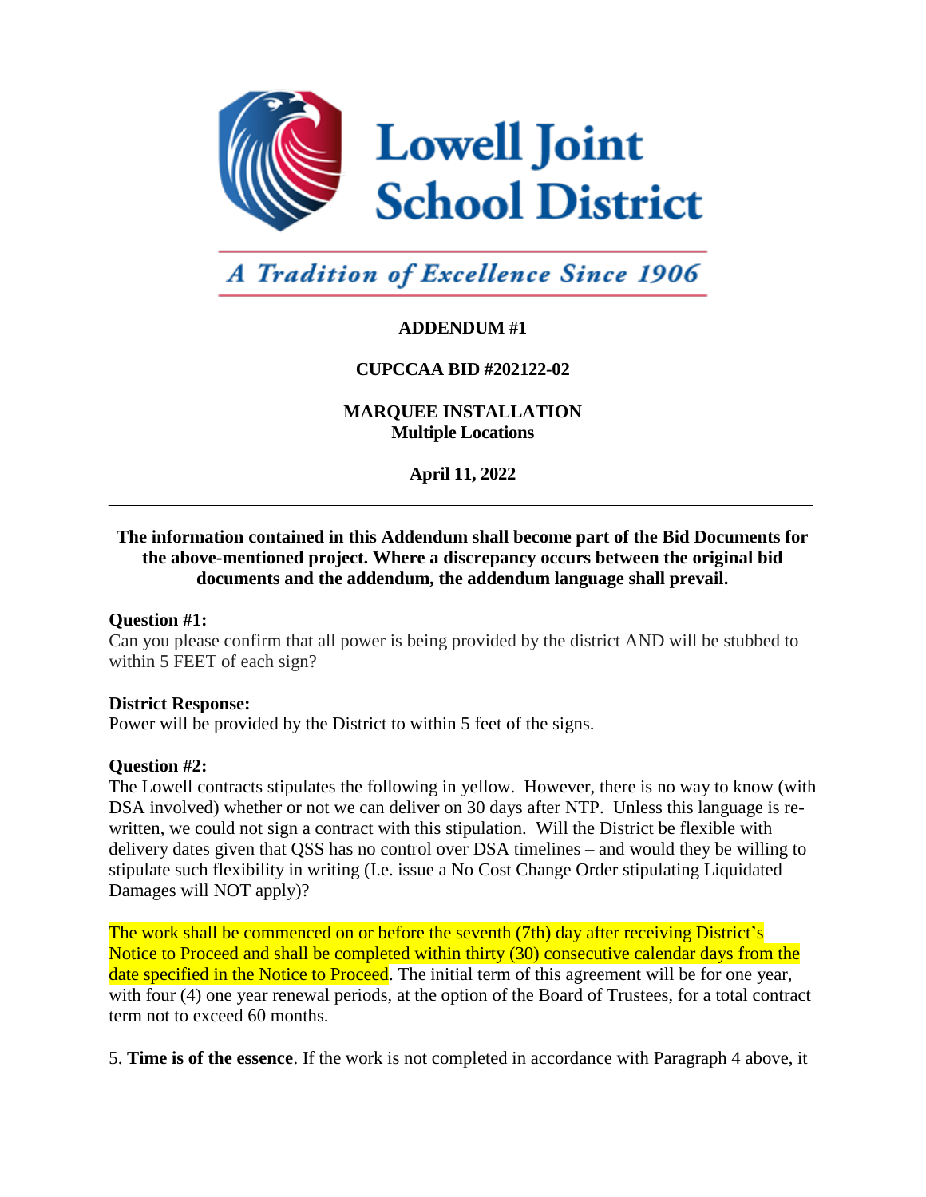Lowell Joint School District

*A Tradition of Excellence Since 1906*

**ADDENDUM #1**

**CUPCCAA BID #202122-02**

**MARQUEE INSTALLATION**
**Multiple Locations**

**April 11, 2022**

---

**The information contained in this Addendum shall become part of the Bid Documents for the above-mentioned project. Where a discrepancy occurs between the original bid documents and the addendum, the addendum language shall prevail.**

**Question #1:**
Can you please confirm that all power is being provided by the district AND will be stubbed to within 5 FEET of each sign?

**District Response:**
Power will be provided by the District to within 5 feet of the signs.

**Question #2:**
The Lowell contracts stipulates the following in yellow. However, there is no way to know (with DSA involved) whether or not we can deliver on 30 days after NTP. Unless this language is re-written, we could not sign a contract with this stipulation. Will the District be flexible with delivery dates given that QSS has no control over DSA timelines – and would they be willing to stipulate such flexibility in writing (I.e. issue a No Cost Change Order stipulating Liquidated Damages will NOT apply)?

The work shall be commenced on or before the seventh (7th) day after receiving District's Notice to Proceed and shall be completed within thirty (30) consecutive calendar days from the date specified in the Notice to Proceed. The initial term of this agreement will be for one year, with four (4) one year renewal periods, at the option of the Board of Trustees, for a total contract term not to exceed 60 months.

5. **Time is of the essence**. If the work is not completed in accordance with Paragraph 4 above, it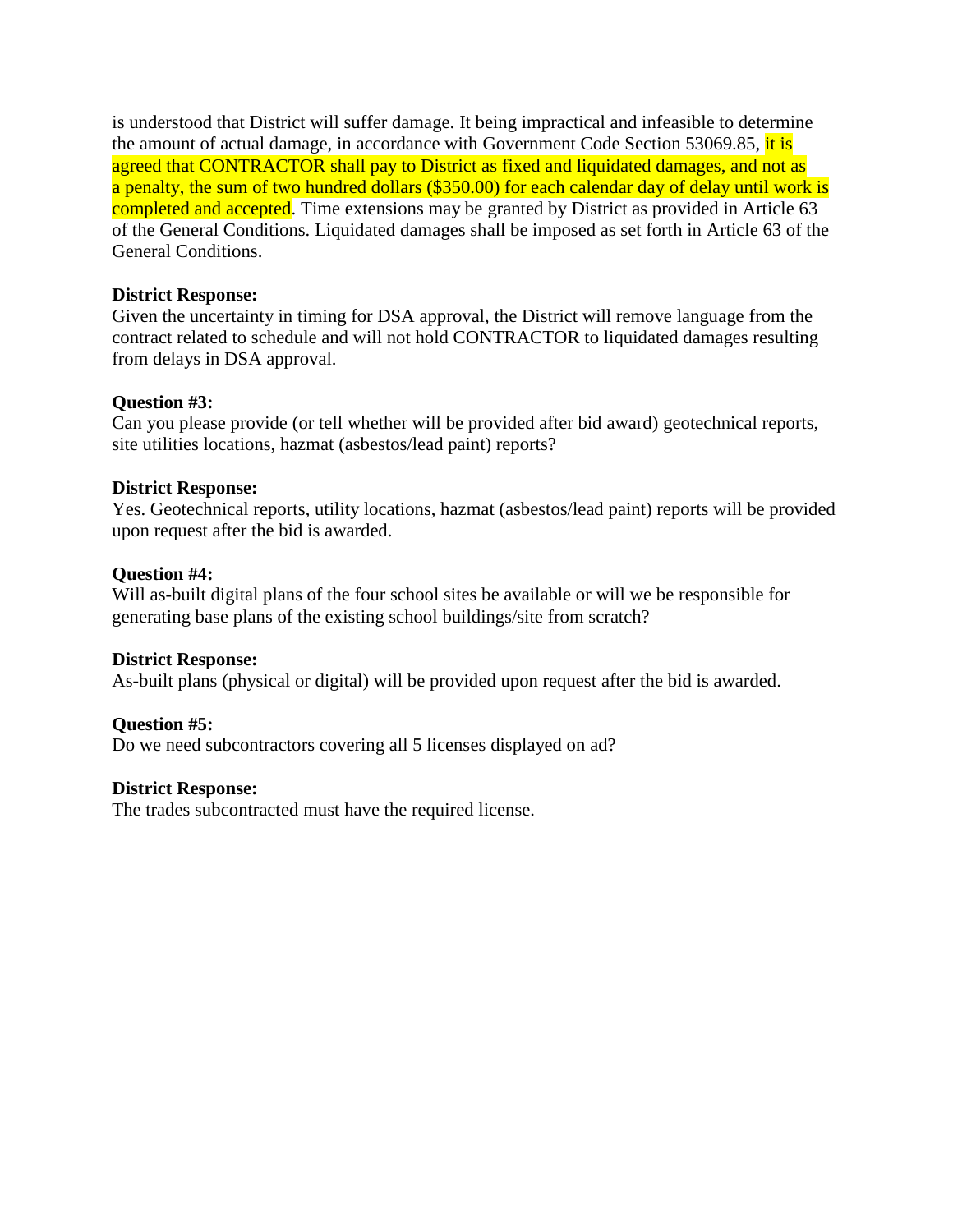is understood that District will suffer damage. It being impractical and infeasible to determine the amount of actual damage, in accordance with Government Code Section 53069.85, it is agreed that CONTRACTOR shall pay to District as fixed and liquidated damages, and not as a penalty, the sum of two hundred dollars ($350.00) for each calendar day of delay until work is completed and accepted. Time extensions may be granted by District as provided in Article 63 of the General Conditions. Liquidated damages shall be imposed as set forth in Article 63 of the General Conditions.

**District Response:**
Given the uncertainty in timing for DSA approval, the District will remove language from the contract related to schedule and will not hold CONTRACTOR to liquidated damages resulting from delays in DSA approval.

**Question #3:**
Can you please provide (or tell whether will be provided after bid award) geotechnical reports, site utilities locations, hazmat (asbestos/lead paint) reports?

**District Response:**
Yes. Geotechnical reports, utility locations, hazmat (asbestos/lead paint) reports will be provided upon request after the bid is awarded.

**Question #4:**
Will as-built digital plans of the four school sites be available or will we be responsible for generating base plans of the existing school buildings/site from scratch?

**District Response:**
As-built plans (physical or digital) will be provided upon request after the bid is awarded.

**Question #5:**
Do we need subcontractors covering all 5 licenses displayed on ad?

**District Response:**
The trades subcontracted must have the required license.